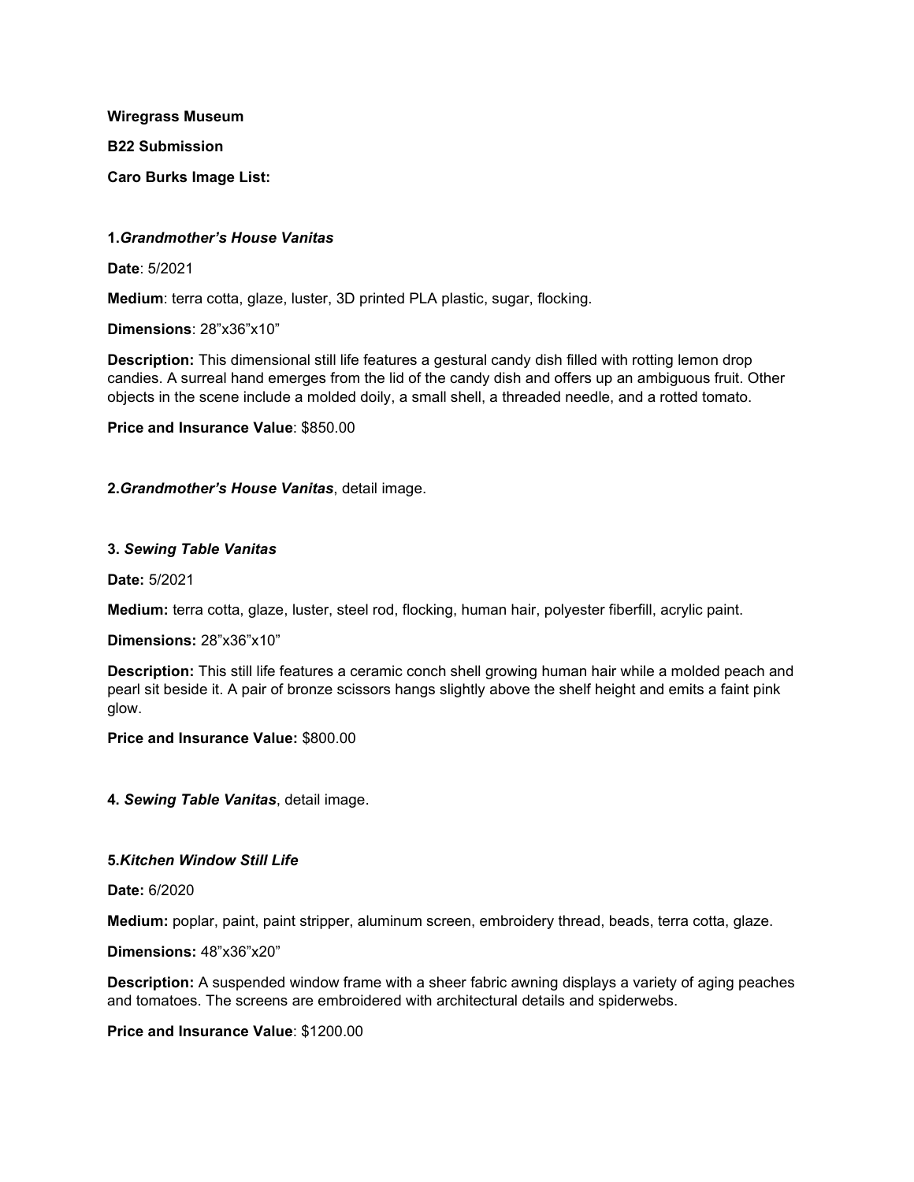**Wiregrass Museum**

**B22 Submission**

**Caro Burks Image List:**

**1.*Grandmother's House Vanitas***

**Date**: 5/2021

**Medium**: terra cotta, glaze, luster, 3D printed PLA plastic, sugar, flocking.

**Dimensions**: 28"x36"x10"

**Description:** This dimensional still life features a gestural candy dish filled with rotting lemon drop candies. A surreal hand emerges from the lid of the candy dish and offers up an ambiguous fruit. Other objects in the scene include a molded doily, a small shell, a threaded needle, and a rotted tomato.

**Price and Insurance Value**: $850.00

**2.*Grandmother's House Vanitas***, detail image.

**3. *Sewing Table Vanitas***

**Date:** 5/2021

**Medium:** terra cotta, glaze, luster, steel rod, flocking, human hair, polyester fiberfill, acrylic paint.

**Dimensions:** 28"x36"x10"

**Description:** This still life features a ceramic conch shell growing human hair while a molded peach and pearl sit beside it. A pair of bronze scissors hangs slightly above the shelf height and emits a faint pink glow.

**Price and Insurance Value:** $800.00

**4. *Sewing Table Vanitas***, detail image.

**5.*Kitchen Window Still Life***

**Date:** 6/2020

**Medium:** poplar, paint, paint stripper, aluminum screen, embroidery thread, beads, terra cotta, glaze.

**Dimensions:** 48"x36"x20"

**Description:** A suspended window frame with a sheer fabric awning displays a variety of aging peaches and tomatoes. The screens are embroidered with architectural details and spiderwebs.

**Price and Insurance Value**: $1200.00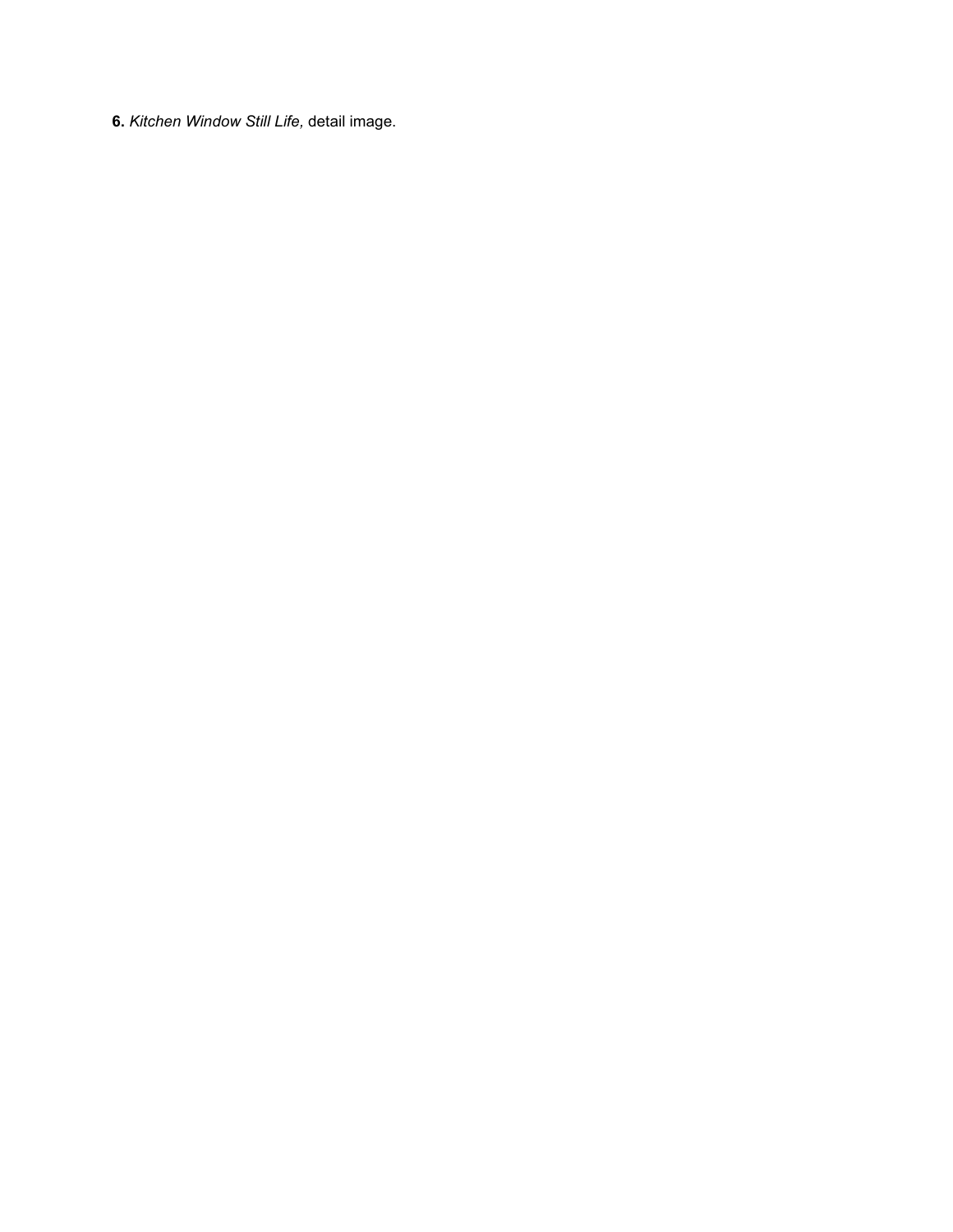**6.** *Kitchen Window Still Life,* detail image.